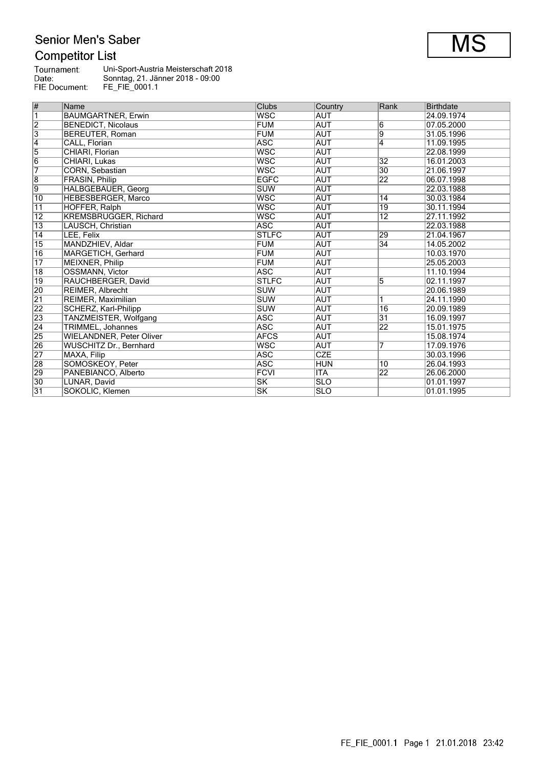# Senior Men's Saber

## Competitor List

**MS**

Tournament: Uni-Sport-Austria Meisterschaft 2018
Date: Sonntag, 21. Jänner 2018 - 09:00
FIE Document: FE_FIE_0001.1

| # | Name | Clubs | Country | Rank | Birthdate |
|---|---|---|---|---|---|
| 1 | BAUMGARTNER, Erwin | WSC | AUT | | 24.09.1974 |
| 2 | BENEDICT, Nicolaus | FUM | AUT | 6 | 07.05.2000 |
| 3 | BEREUTER, Roman | FUM | AUT | 9 | 31.05.1996 |
| 4 | CALL, Florian | ASC | AUT | 4 | 11.09.1995 |
| 5 | CHIARI, Florian | WSC | AUT | | 22.08.1999 |
| 6 | CHIARI, Lukas | WSC | AUT | 32 | 16.01.2003 |
| 7 | CORN, Sebastian | WSC | AUT | 30 | 21.06.1997 |
| 8 | FRASIN, Philip | EGFC | AUT | 22 | 06.07.1998 |
| 9 | HALBGEBAUER, Georg | SUW | AUT | | 22.03.1988 |
| 10 | HEBESBERGER, Marco | WSC | AUT | 14 | 30.03.1984 |
| 11 | HOFFER, Ralph | WSC | AUT | 19 | 30.11.1994 |
| 12 | KREMSBRUGGER, Richard | WSC | AUT | 12 | 27.11.1992 |
| 13 | LAUSCH, Christian | ASC | AUT | | 22.03.1988 |
| 14 | LEE, Felix | STLFC | AUT | 29 | 21.04.1967 |
| 15 | MANDZHIEV, Aldar | FUM | AUT | 34 | 14.05.2002 |
| 16 | MARGETICH, Gerhard | FUM | AUT | | 10.03.1970 |
| 17 | MEIXNER, Philip | FUM | AUT | | 25.05.2003 |
| 18 | OSSMANN, Victor | ASC | AUT | | 11.10.1994 |
| 19 | RAUCHBERGER, David | STLFC | AUT | 5 | 02.11.1997 |
| 20 | REIMER, Albrecht | SUW | AUT | | 20.06.1989 |
| 21 | REIMER, Maximilian | SUW | AUT | 1 | 24.11.1990 |
| 22 | SCHERZ, Karl-Philipp | SUW | AUT | 16 | 20.09.1989 |
| 23 | TANZMEISTER, Wolfgang | ASC | AUT | 31 | 16.09.1997 |
| 24 | TRIMMEL, Johannes | ASC | AUT | 22 | 15.01.1975 |
| 25 | WIELANDNER, Peter Oliver | AFCS | AUT | | 15.08.1974 |
| 26 | WUSCHITZ Dr., Bernhard | WSC | AUT | 7 | 17.09.1976 |
| 27 | MAXA, Filip | ASC | CZE | | 30.03.1996 |
| 28 | SOMOSKEOY, Peter | ASC | HUN | 10 | 26.04.1993 |
| 29 | PANEBIANCO, Alberto | FCVI | ITA | 22 | 26.06.2000 |
| 30 | LUNAR, David | SK | SLO | | 01.01.1997 |
| 31 | SOKOLIC, Klemen | SK | SLO | | 01.01.1995 |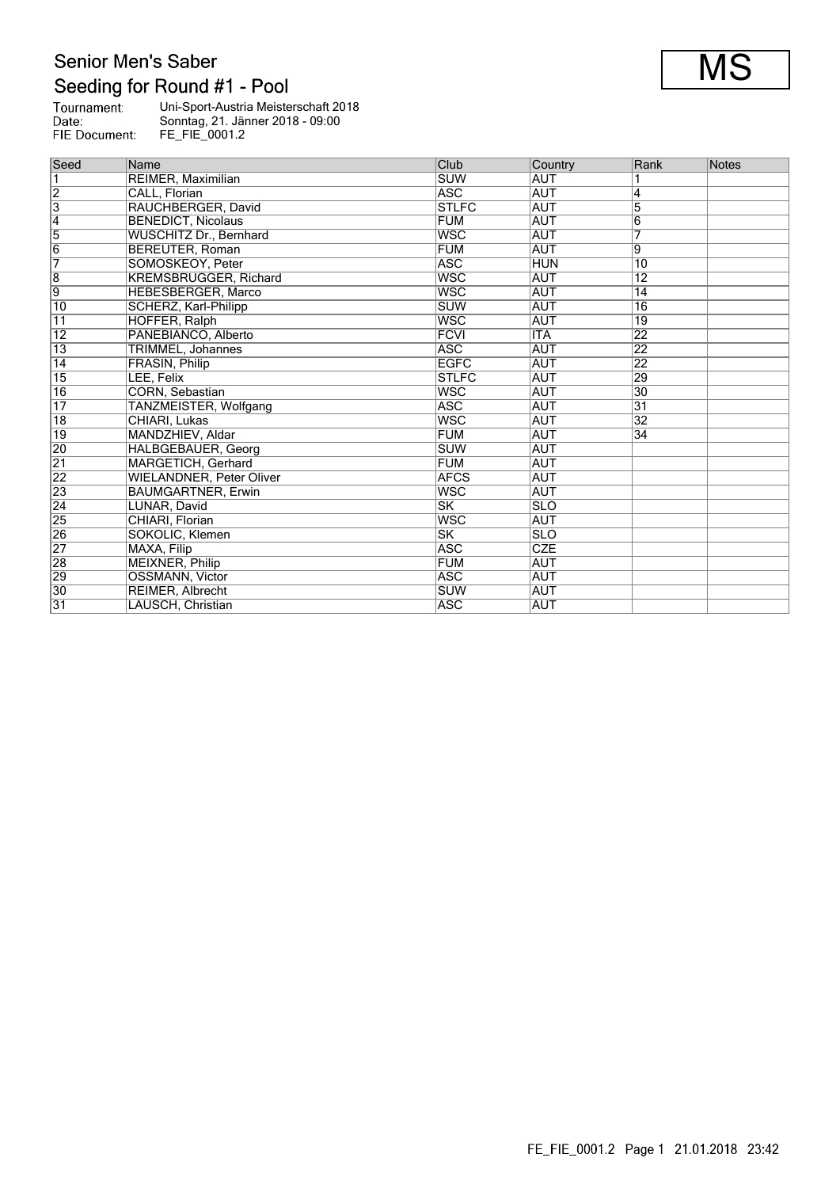# Senior Men's Saber

## Seeding for Round #1 - Pool

**MS**

Tournament: Uni-Sport-Austria Meisterschaft 2018
Date: Sonntag, 21. Jänner 2018 - 09:00
FIE Document: FE_FIE_0001.2

| Seed | Name | Club | Country | Rank | Notes |
|---|---|---|---|---|---|
| 1 | REIMER, Maximilian | SUW | AUT | 1 | |
| 2 | CALL, Florian | ASC | AUT | 4 | |
| 3 | RAUCHBERGER, David | STLFC | AUT | 5 | |
| 4 | BENEDICT, Nicolaus | FUM | AUT | 6 | |
| 5 | WUSCHITZ Dr., Bernhard | WSC | AUT | 7 | |
| 6 | BEREUTER, Roman | FUM | AUT | 9 | |
| 7 | SOMOSKEOY, Peter | ASC | HUN | 10 | |
| 8 | KREMSBRUGGER, Richard | WSC | AUT | 12 | |
| 9 | HEBESBERGER, Marco | WSC | AUT | 14 | |
| 10 | SCHERZ, Karl-Philipp | SUW | AUT | 16 | |
| 11 | HOFFER, Ralph | WSC | AUT | 19 | |
| 12 | PANEBIANCO, Alberto | FCVI | ITA | 22 | |
| 13 | TRIMMEL, Johannes | ASC | AUT | 22 | |
| 14 | FRASIN, Philip | EGFC | AUT | 22 | |
| 15 | LEE, Felix | STLFC | AUT | 29 | |
| 16 | CORN, Sebastian | WSC | AUT | 30 | |
| 17 | TANZMEISTER, Wolfgang | ASC | AUT | 31 | |
| 18 | CHIARI, Lukas | WSC | AUT | 32 | |
| 19 | MANDZHIEV, Aldar | FUM | AUT | 34 | |
| 20 | HALBGEBAUER, Georg | SUW | AUT | | |
| 21 | MARGETICH, Gerhard | FUM | AUT | | |
| 22 | WIELANDNER, Peter Oliver | AFCS | AUT | | |
| 23 | BAUMGARTNER, Erwin | WSC | AUT | | |
| 24 | LUNAR, David | SK | SLO | | |
| 25 | CHIARI, Florian | WSC | AUT | | |
| 26 | SOKOLIC, Klemen | SK | SLO | | |
| 27 | MAXA, Filip | ASC | CZE | | |
| 28 | MEIXNER, Philip | FUM | AUT | | |
| 29 | OSSMANN, Victor | ASC | AUT | | |
| 30 | REIMER, Albrecht | SUW | AUT | | |
| 31 | LAUSCH, Christian | ASC | AUT | | |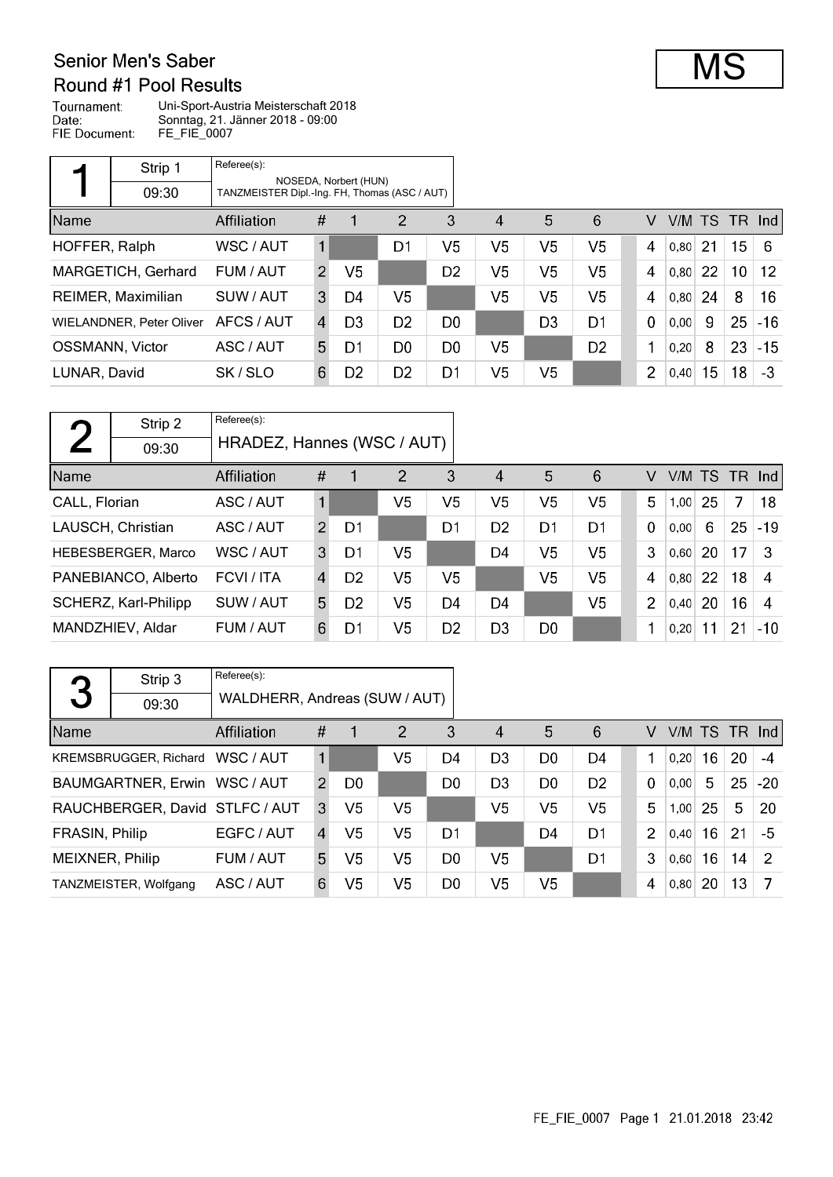# Senior Men's Saber

## Round #1 Pool Results

**MS**

Tournament: Uni-Sport-Austria Meisterschaft 2018
Date: Sonntag, 21. Jänner 2018 - 09:00
FIE Document: FE_FIE_0007

### Pool 1

Strip 1 — 09:30

Referee(s): NOSEDA, Norbert (HUN); TANZMEISTER Dipl.-Ing. FH, Thomas (ASC / AUT)

| Name | Affiliation | # | 1 | 2 | 3 | 4 | 5 | 6 | V | V/M | TS | TR | Ind |
|---|---|---|---|---|---|---|---|---|---|---|---|---|---|
| HOFFER, Ralph | WSC / AUT | 1 | | D1 | V5 | V5 | V5 | V5 | 4 | 0,80 | 21 | 15 | 6 |
| MARGETICH, Gerhard | FUM / AUT | 2 | V5 | | D2 | V5 | V5 | V5 | 4 | 0,80 | 22 | 10 | 12 |
| REIMER, Maximilian | SUW / AUT | 3 | D4 | V5 | | V5 | V5 | V5 | 4 | 0,80 | 24 | 8 | 16 |
| WIELANDNER, Peter Oliver | AFCS / AUT | 4 | D3 | D2 | D0 | | D3 | D1 | 0 | 0,00 | 9 | 25 | -16 |
| OSSMANN, Victor | ASC / AUT | 5 | D1 | D0 | D0 | V5 | | D2 | 1 | 0,20 | 8 | 23 | -15 |
| LUNAR, David | SK / SLO | 6 | D2 | D2 | D1 | V5 | V5 | | 2 | 0,40 | 15 | 18 | -3 |

### Pool 2

Strip 2 — 09:30

Referee(s): HRADEZ, Hannes (WSC / AUT)

| Name | Affiliation | # | 1 | 2 | 3 | 4 | 5 | 6 | V | V/M | TS | TR | Ind |
|---|---|---|---|---|---|---|---|---|---|---|---|---|---|
| CALL, Florian | ASC / AUT | 1 | | V5 | V5 | V5 | V5 | V5 | 5 | 1,00 | 25 | 7 | 18 |
| LAUSCH, Christian | ASC / AUT | 2 | D1 | | D1 | D2 | D1 | D1 | 0 | 0,00 | 6 | 25 | -19 |
| HEBESBERGER, Marco | WSC / AUT | 3 | D1 | V5 | | D4 | V5 | V5 | 3 | 0,60 | 20 | 17 | 3 |
| PANEBIANCO, Alberto | FCVI / ITA | 4 | D2 | V5 | V5 | | V5 | V5 | 4 | 0,80 | 22 | 18 | 4 |
| SCHERZ, Karl-Philipp | SUW / AUT | 5 | D2 | V5 | D4 | D4 | | V5 | 2 | 0,40 | 20 | 16 | 4 |
| MANDZHIEV, Aldar | FUM / AUT | 6 | D1 | V5 | D2 | D3 | D0 | | 1 | 0,20 | 11 | 21 | -10 |

### Pool 3

Strip 3 — 09:30

Referee(s): WALDHERR, Andreas (SUW / AUT)

| Name | Affiliation | # | 1 | 2 | 3 | 4 | 5 | 6 | V | V/M | TS | TR | Ind |
|---|---|---|---|---|---|---|---|---|---|---|---|---|---|
| KREMSBRUGGER, Richard | WSC / AUT | 1 | | V5 | D4 | D3 | D0 | D4 | 1 | 0,20 | 16 | 20 | -4 |
| BAUMGARTNER, Erwin | WSC / AUT | 2 | D0 | | D0 | D3 | D0 | D2 | 0 | 0,00 | 5 | 25 | -20 |
| RAUCHBERGER, David | STLFC / AUT | 3 | V5 | V5 | | V5 | V5 | V5 | 5 | 1,00 | 25 | 5 | 20 |
| FRASIN, Philip | EGFC / AUT | 4 | V5 | V5 | D1 | | D4 | D1 | 2 | 0,40 | 16 | 21 | -5 |
| MEIXNER, Philip | FUM / AUT | 5 | V5 | V5 | D0 | V5 | | D1 | 3 | 0,60 | 16 | 14 | 2 |
| TANZMEISTER, Wolfgang | ASC / AUT | 6 | V5 | V5 | D0 | V5 | V5 | | 4 | 0,80 | 20 | 13 | 7 |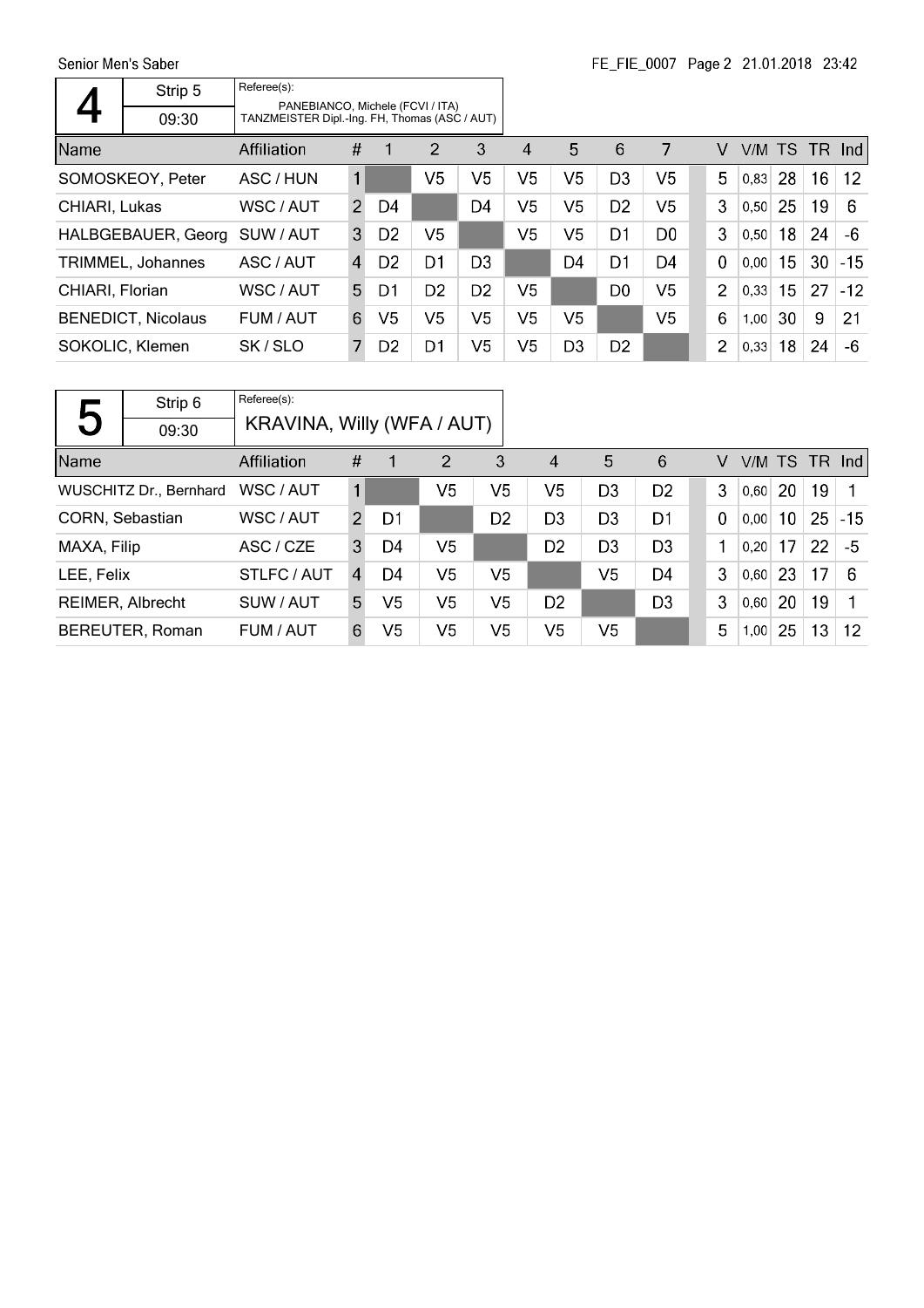Senior Men's Saber

| 4 | Strip 5 | Referee(s): PANEBIANCO, Michele (FCVI / ITA) TANZMEISTER Dipl.-Ing. FH, Thomas (ASC / AUT) |
|---|---|---|
| | 09:30 | |

| Name | Affiliation | # | 1 | 2 | 3 | 4 | 5 | 6 | 7 | V | V/M | TS | TR | Ind |
|---|---|---|---|---|---|---|---|---|---|---|---|---|---|---|
| SOMOSKEOY, Peter | ASC / HUN | 1 | | V5 | V5 | V5 | V5 | D3 | V5 | 5 | 0,83 | 28 | 16 | 12 |
| CHIARI, Lukas | WSC / AUT | 2 | D4 | | D4 | V5 | V5 | D2 | V5 | 3 | 0,50 | 25 | 19 | 6 |
| HALBGEBAUER, Georg | SUW / AUT | 3 | D2 | V5 | | V5 | V5 | D1 | D0 | 3 | 0,50 | 18 | 24 | -6 |
| TRIMMEL, Johannes | ASC / AUT | 4 | D2 | D1 | D3 | | D4 | D1 | D4 | 0 | 0,00 | 15 | 30 | -15 |
| CHIARI, Florian | WSC / AUT | 5 | D1 | D2 | D2 | V5 | | D0 | V5 | 2 | 0,33 | 15 | 27 | -12 |
| BENEDICT, Nicolaus | FUM / AUT | 6 | V5 | V5 | V5 | V5 | V5 | | V5 | 6 | 1,00 | 30 | 9 | 21 |
| SOKOLIC, Klemen | SK / SLO | 7 | D2 | D1 | V5 | V5 | D3 | D2 | | 2 | 0,33 | 18 | 24 | -6 |

| 5 | Strip 6 | Referee(s): KRAVINA, Willy (WFA / AUT) |
|---|---|---|
| | 09:30 | |

| Name | Affiliation | # | 1 | 2 | 3 | 4 | 5 | 6 | V | V/M | TS | TR | Ind |
|---|---|---|---|---|---|---|---|---|---|---|---|---|---|
| WUSCHITZ Dr., Bernhard | WSC / AUT | 1 | | V5 | V5 | V5 | D3 | D2 | 3 | 0,60 | 20 | 19 | 1 |
| CORN, Sebastian | WSC / AUT | 2 | D1 | | D2 | D3 | D3 | D1 | 0 | 0,00 | 10 | 25 | -15 |
| MAXA, Filip | ASC / CZE | 3 | D4 | V5 | | D2 | D3 | D3 | 1 | 0,20 | 17 | 22 | -5 |
| LEE, Felix | STLFC / AUT | 4 | D4 | V5 | V5 | | V5 | D4 | 3 | 0,60 | 23 | 17 | 6 |
| REIMER, Albrecht | SUW / AUT | 5 | V5 | V5 | V5 | D2 | | D3 | 3 | 0,60 | 20 | 19 | 1 |
| BEREUTER, Roman | FUM / AUT | 6 | V5 | V5 | V5 | V5 | V5 | | 5 | 1,00 | 25 | 13 | 12 |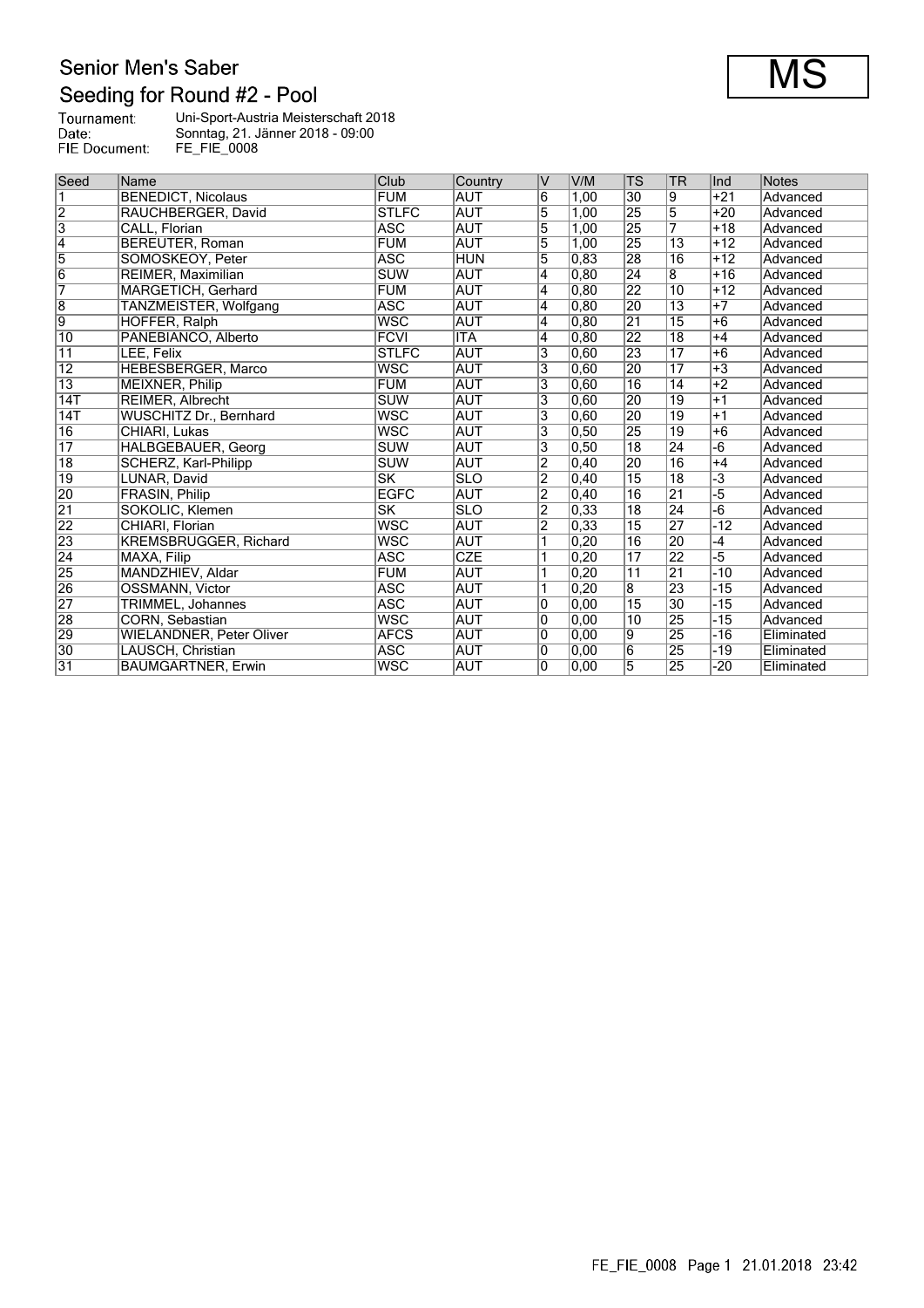# Senior Men's Saber

## Seeding for Round #2 - Pool

**MS**

Tournament: Uni-Sport-Austria Meisterschaft 2018
Date: Sonntag, 21. Jänner 2018 - 09:00
FIE Document: FE_FIE_0008

| Seed | Name | Club | Country | V | V/M | TS | TR | Ind | Notes |
|---|---|---|---|---|---|---|---|---|---|
| 1 | BENEDICT, Nicolaus | FUM | AUT | 6 | 1,00 | 30 | 9 | +21 | Advanced |
| 2 | RAUCHBERGER, David | STLFC | AUT | 5 | 1,00 | 25 | 5 | +20 | Advanced |
| 3 | CALL, Florian | ASC | AUT | 5 | 1,00 | 25 | 7 | +18 | Advanced |
| 4 | BEREUTER, Roman | FUM | AUT | 5 | 1,00 | 25 | 13 | +12 | Advanced |
| 5 | SOMOSKEOY, Peter | ASC | HUN | 5 | 0,83 | 28 | 16 | +12 | Advanced |
| 6 | REIMER, Maximilian | SUW | AUT | 4 | 0,80 | 24 | 8 | +16 | Advanced |
| 7 | MARGETICH, Gerhard | FUM | AUT | 4 | 0,80 | 22 | 10 | +12 | Advanced |
| 8 | TANZMEISTER, Wolfgang | ASC | AUT | 4 | 0,80 | 20 | 13 | +7 | Advanced |
| 9 | HOFFER, Ralph | WSC | AUT | 4 | 0,80 | 21 | 15 | +6 | Advanced |
| 10 | PANEBIANCO, Alberto | FCVI | ITA | 4 | 0,80 | 22 | 18 | +4 | Advanced |
| 11 | LEE, Felix | STLFC | AUT | 3 | 0,60 | 23 | 17 | +6 | Advanced |
| 12 | HEBESBERGER, Marco | WSC | AUT | 3 | 0,60 | 20 | 17 | +3 | Advanced |
| 13 | MEIXNER, Philip | FUM | AUT | 3 | 0,60 | 16 | 14 | +2 | Advanced |
| 14T | REIMER, Albrecht | SUW | AUT | 3 | 0,60 | 20 | 19 | +1 | Advanced |
| 14T | WUSCHITZ Dr., Bernhard | WSC | AUT | 3 | 0,60 | 20 | 19 | +1 | Advanced |
| 16 | CHIARI, Lukas | WSC | AUT | 3 | 0,50 | 25 | 19 | +6 | Advanced |
| 17 | HALBGEBAUER, Georg | SUW | AUT | 3 | 0,50 | 18 | 24 | -6 | Advanced |
| 18 | SCHERZ, Karl-Philipp | SUW | AUT | 2 | 0,40 | 20 | 16 | +4 | Advanced |
| 19 | LUNAR, David | SK | SLO | 2 | 0,40 | 15 | 18 | -3 | Advanced |
| 20 | FRASIN, Philip | EGFC | AUT | 2 | 0,40 | 16 | 21 | -5 | Advanced |
| 21 | SOKOLIC, Klemen | SK | SLO | 2 | 0,33 | 18 | 24 | -6 | Advanced |
| 22 | CHIARI, Florian | WSC | AUT | 2 | 0,33 | 15 | 27 | -12 | Advanced |
| 23 | KREMSBRUGGER, Richard | WSC | AUT | 1 | 0,20 | 16 | 20 | -4 | Advanced |
| 24 | MAXA, Filip | ASC | CZE | 1 | 0,20 | 17 | 22 | -5 | Advanced |
| 25 | MANDZHIEV, Aldar | FUM | AUT | 1 | 0,20 | 11 | 21 | -10 | Advanced |
| 26 | OSSMANN, Victor | ASC | AUT | 1 | 0,20 | 8 | 23 | -15 | Advanced |
| 27 | TRIMMEL, Johannes | ASC | AUT | 0 | 0,00 | 15 | 30 | -15 | Advanced |
| 28 | CORN, Sebastian | WSC | AUT | 0 | 0,00 | 10 | 25 | -15 | Advanced |
| 29 | WIELANDNER, Peter Oliver | AFCS | AUT | 0 | 0,00 | 9 | 25 | -16 | Eliminated |
| 30 | LAUSCH, Christian | ASC | AUT | 0 | 0,00 | 6 | 25 | -19 | Eliminated |
| 31 | BAUMGARTNER, Erwin | WSC | AUT | 0 | 0,00 | 5 | 25 | -20 | Eliminated |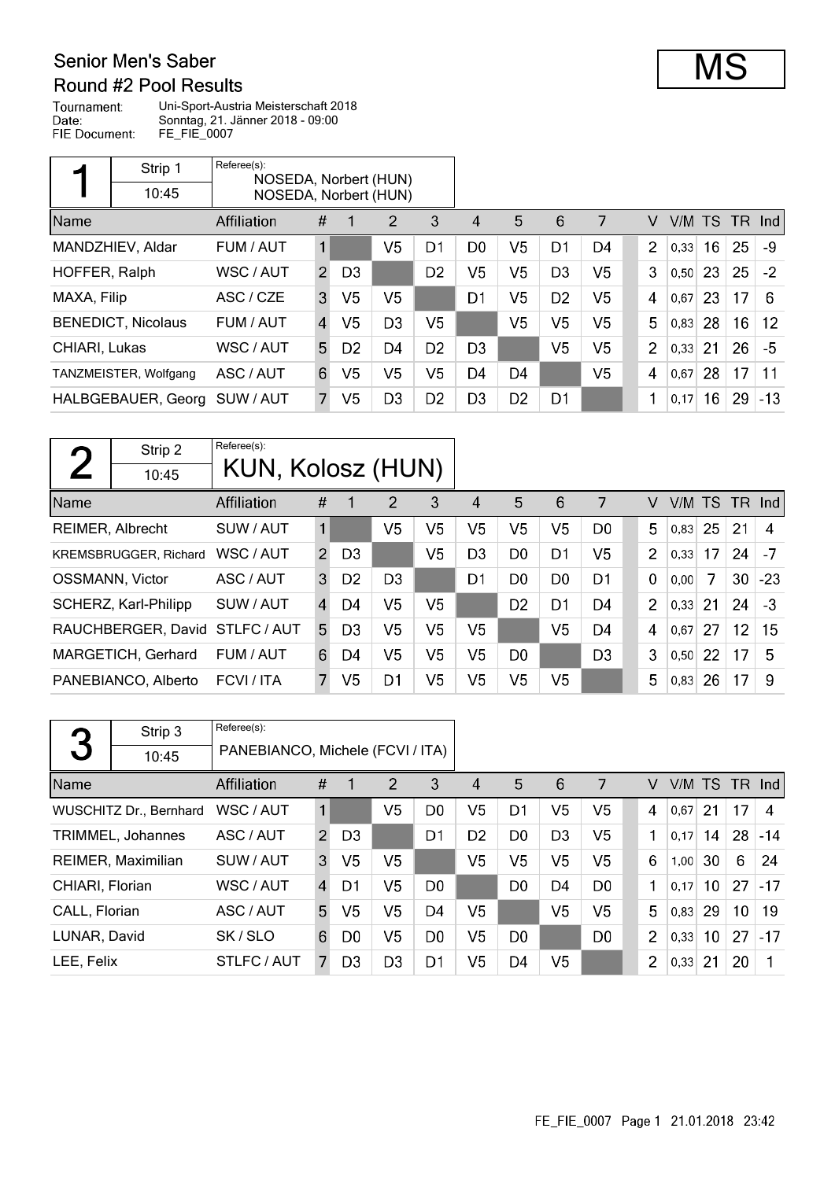# Senior Men's Saber

## Round #2 Pool Results

**MS**

Tournament: Uni-Sport-Austria Meisterschaft 2018
Date: Sonntag, 21. Jänner 2018 - 09:00
FIE Document: FE_FIE_0007

### Pool 1

Strip 1 — 10:45

Referee(s): NOSEDA, Norbert (HUN); NOSEDA, Norbert (HUN)

| Name | Affiliation | # | 1 | 2 | 3 | 4 | 5 | 6 | 7 | V | V/M | TS | TR | Ind |
|---|---|---|---|---|---|---|---|---|---|---|---|---|---|---|
| MANDZHIEV, Aldar | FUM / AUT | 1 | | V5 | D1 | D0 | V5 | D1 | D4 | 2 | 0,33 | 16 | 25 | -9 |
| HOFFER, Ralph | WSC / AUT | 2 | D3 | | D2 | V5 | V5 | D3 | V5 | 3 | 0,50 | 23 | 25 | -2 |
| MAXA, Filip | ASC / CZE | 3 | V5 | V5 | | D1 | V5 | D2 | V5 | 4 | 0,67 | 23 | 17 | 6 |
| BENEDICT, Nicolaus | FUM / AUT | 4 | V5 | D3 | V5 | | V5 | V5 | V5 | 5 | 0,83 | 28 | 16 | 12 |
| CHIARI, Lukas | WSC / AUT | 5 | D2 | D4 | D2 | D3 | | V5 | V5 | 2 | 0,33 | 21 | 26 | -5 |
| TANZMEISTER, Wolfgang | ASC / AUT | 6 | V5 | V5 | V5 | D4 | D4 | | V5 | 4 | 0,67 | 28 | 17 | 11 |
| HALBGEBAUER, Georg | SUW / AUT | 7 | V5 | D3 | D2 | D3 | D2 | D1 | | 1 | 0,17 | 16 | 29 | -13 |

### Pool 2

Strip 2 — 10:45

Referee(s): KUN, Kolosz (HUN)

| Name | Affiliation | # | 1 | 2 | 3 | 4 | 5 | 6 | 7 | V | V/M | TS | TR | Ind |
|---|---|---|---|---|---|---|---|---|---|---|---|---|---|---|
| REIMER, Albrecht | SUW / AUT | 1 | | V5 | V5 | V5 | V5 | V5 | D0 | 5 | 0,83 | 25 | 21 | 4 |
| KREMSBRUGGER, Richard | WSC / AUT | 2 | D3 | | V5 | D3 | D0 | D1 | V5 | 2 | 0,33 | 17 | 24 | -7 |
| OSSMANN, Victor | ASC / AUT | 3 | D2 | D3 | | D1 | D0 | D0 | D1 | 0 | 0,00 | 7 | 30 | -23 |
| SCHERZ, Karl-Philipp | SUW / AUT | 4 | D4 | V5 | V5 | | D2 | D1 | D4 | 2 | 0,33 | 21 | 24 | -3 |
| RAUCHBERGER, David | STLFC / AUT | 5 | D3 | V5 | V5 | V5 | | V5 | D4 | 4 | 0,67 | 27 | 12 | 15 |
| MARGETICH, Gerhard | FUM / AUT | 6 | D4 | V5 | V5 | V5 | D0 | | D3 | 3 | 0,50 | 22 | 17 | 5 |
| PANEBIANCO, Alberto | FCVI / ITA | 7 | V5 | D1 | V5 | V5 | V5 | V5 | | 5 | 0,83 | 26 | 17 | 9 |

### Pool 3

Strip 3 — 10:45

Referee(s): PANEBIANCO, Michele (FCVI / ITA)

| Name | Affiliation | # | 1 | 2 | 3 | 4 | 5 | 6 | 7 | V | V/M | TS | TR | Ind |
|---|---|---|---|---|---|---|---|---|---|---|---|---|---|---|
| WUSCHITZ Dr., Bernhard | WSC / AUT | 1 | | V5 | D0 | V5 | D1 | V5 | V5 | 4 | 0,67 | 21 | 17 | 4 |
| TRIMMEL, Johannes | ASC / AUT | 2 | D3 | | D1 | D2 | D0 | D3 | V5 | 1 | 0,17 | 14 | 28 | -14 |
| REIMER, Maximilian | SUW / AUT | 3 | V5 | V5 | | V5 | V5 | V5 | V5 | 6 | 1,00 | 30 | 6 | 24 |
| CHIARI, Florian | WSC / AUT | 4 | D1 | V5 | D0 | | D0 | D4 | D0 | 1 | 0,17 | 10 | 27 | -17 |
| CALL, Florian | ASC / AUT | 5 | V5 | V5 | D4 | V5 | | V5 | V5 | 5 | 0,83 | 29 | 10 | 19 |
| LUNAR, David | SK / SLO | 6 | D0 | V5 | D0 | V5 | D0 | | D0 | 2 | 0,33 | 10 | 27 | -17 |
| LEE, Felix | STLFC / AUT | 7 | D3 | D3 | D1 | V5 | D4 | V5 | | 2 | 0,33 | 21 | 20 | 1 |

FE_FIE_0007 Page 1 21.01.2018 23:42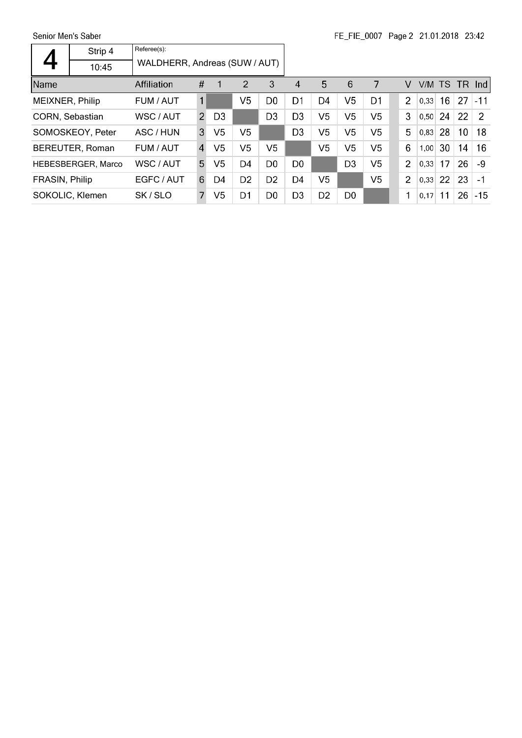| 4 | Strip 4 | Referee(s): |
|---|---|---|
| | 10:45 | WALDHERR, Andreas (SUW / AUT) |

| Name | Affiliation | # | 1 | 2 | 3 | 4 | 5 | 6 | 7 | | V | V/M | TS | TR | Ind |
|---|---|---|---|---|---|---|---|---|---|---|---|---|---|---|---|
| MEIXNER, Philip | FUM / AUT | 1 | | V5 | D0 | D1 | D4 | V5 | D1 | | 2 | 0,33 | 16 | 27 | -11 |
| CORN, Sebastian | WSC / AUT | 2 | D3 | | D3 | D3 | V5 | V5 | V5 | | 3 | 0,50 | 24 | 22 | 2 |
| SOMOSKEOY, Peter | ASC / HUN | 3 | V5 | V5 | | D3 | V5 | V5 | V5 | | 5 | 0,83 | 28 | 10 | 18 |
| BEREUTER, Roman | FUM / AUT | 4 | V5 | V5 | V5 | | V5 | V5 | V5 | | 6 | 1,00 | 30 | 14 | 16 |
| HEBESBERGER, Marco | WSC / AUT | 5 | V5 | D4 | D0 | D0 | | D3 | V5 | | 2 | 0,33 | 17 | 26 | -9 |
| FRASIN, Philip | EGFC / AUT | 6 | D4 | D2 | D2 | D4 | V5 | | V5 | | 2 | 0,33 | 22 | 23 | -1 |
| SOKOLIC, Klemen | SK / SLO | 7 | V5 | D1 | D0 | D3 | D2 | D0 | | | 1 | 0,17 | 11 | 26 | -15 |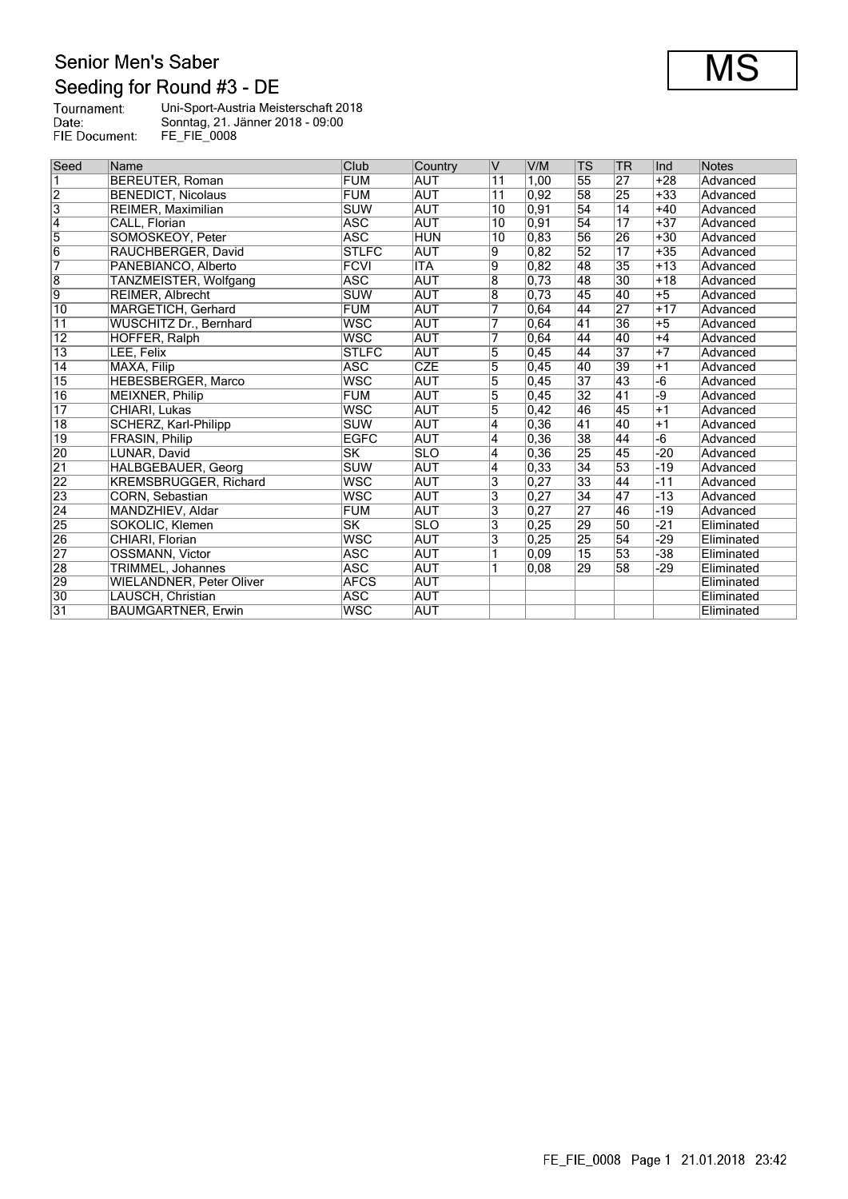# Senior Men's Saber

## Seeding for Round #3 - DE

**MS**

Tournament: Uni-Sport-Austria Meisterschaft 2018
Date: Sonntag, 21. Jänner 2018 - 09:00
FIE Document: FE_FIE_0008

| Seed | Name | Club | Country | V | V/M | TS | TR | Ind | Notes |
|---|---|---|---|---|---|---|---|---|---|
| 1 | BEREUTER, Roman | FUM | AUT | 11 | 1,00 | 55 | 27 | +28 | Advanced |
| 2 | BENEDICT, Nicolaus | FUM | AUT | 11 | 0,92 | 58 | 25 | +33 | Advanced |
| 3 | REIMER, Maximilian | SUW | AUT | 10 | 0,91 | 54 | 14 | +40 | Advanced |
| 4 | CALL, Florian | ASC | AUT | 10 | 0,91 | 54 | 17 | +37 | Advanced |
| 5 | SOMOSKEOY, Peter | ASC | HUN | 10 | 0,83 | 56 | 26 | +30 | Advanced |
| 6 | RAUCHBERGER, David | STLFC | AUT | 9 | 0,82 | 52 | 17 | +35 | Advanced |
| 7 | PANEBIANCO, Alberto | FCVI | ITA | 9 | 0,82 | 48 | 35 | +13 | Advanced |
| 8 | TANZMEISTER, Wolfgang | ASC | AUT | 8 | 0,73 | 48 | 30 | +18 | Advanced |
| 9 | REIMER, Albrecht | SUW | AUT | 8 | 0,73 | 45 | 40 | +5 | Advanced |
| 10 | MARGETICH, Gerhard | FUM | AUT | 7 | 0,64 | 44 | 27 | +17 | Advanced |
| 11 | WUSCHITZ Dr., Bernhard | WSC | AUT | 7 | 0,64 | 41 | 36 | +5 | Advanced |
| 12 | HOFFER, Ralph | WSC | AUT | 7 | 0,64 | 44 | 40 | +4 | Advanced |
| 13 | LEE, Felix | STLFC | AUT | 5 | 0,45 | 44 | 37 | +7 | Advanced |
| 14 | MAXA, Filip | ASC | CZE | 5 | 0,45 | 40 | 39 | +1 | Advanced |
| 15 | HEBESBERGER, Marco | WSC | AUT | 5 | 0,45 | 37 | 43 | -6 | Advanced |
| 16 | MEIXNER, Philip | FUM | AUT | 5 | 0,45 | 32 | 41 | -9 | Advanced |
| 17 | CHIARI, Lukas | WSC | AUT | 5 | 0,42 | 46 | 45 | +1 | Advanced |
| 18 | SCHERZ, Karl-Philipp | SUW | AUT | 4 | 0,36 | 41 | 40 | +1 | Advanced |
| 19 | FRASIN, Philip | EGFC | AUT | 4 | 0,36 | 38 | 44 | -6 | Advanced |
| 20 | LUNAR, David | SK | SLO | 4 | 0,36 | 25 | 45 | -20 | Advanced |
| 21 | HALBGEBAUER, Georg | SUW | AUT | 4 | 0,33 | 34 | 53 | -19 | Advanced |
| 22 | KREMSBRUGGER, Richard | WSC | AUT | 3 | 0,27 | 33 | 44 | -11 | Advanced |
| 23 | CORN, Sebastian | WSC | AUT | 3 | 0,27 | 34 | 47 | -13 | Advanced |
| 24 | MANDZHIEV, Aldar | FUM | AUT | 3 | 0,27 | 27 | 46 | -19 | Advanced |
| 25 | SOKOLIC, Klemen | SK | SLO | 3 | 0,25 | 29 | 50 | -21 | Eliminated |
| 26 | CHIARI, Florian | WSC | AUT | 3 | 0,25 | 25 | 54 | -29 | Eliminated |
| 27 | OSSMANN, Victor | ASC | AUT | 1 | 0,09 | 15 | 53 | -38 | Eliminated |
| 28 | TRIMMEL, Johannes | ASC | AUT | 1 | 0,08 | 29 | 58 | -29 | Eliminated |
| 29 | WIELANDNER, Peter Oliver | AFCS | AUT | | | | | | Eliminated |
| 30 | LAUSCH, Christian | ASC | AUT | | | | | | Eliminated |
| 31 | BAUMGARTNER, Erwin | WSC | AUT | | | | | | Eliminated |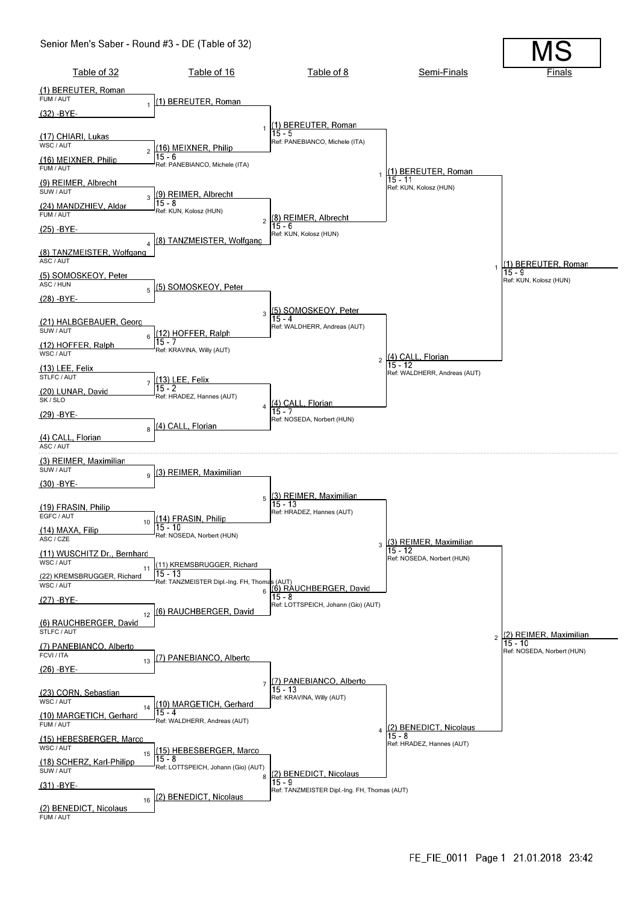# Senior Men's Saber - Round #3 - DE (Table of 32)

**MS**

## Table of 32

| Bout | Fencer A | Fencer B |
|---|---|---|
| 1 | (1) BEREUTER, Roman (FUM / AUT) | (32) -BYE- |
| 2 | (17) CHIARI, Lukas (WSC / AUT) | (16) MEIXNER, Philip (FUM / AUT) |
| 3 | (9) REIMER, Albrecht (SUW / AUT) | (24) MANDZHIEV, Aldar (FUM / AUT) |
| 4 | (25) -BYE- | (8) TANZMEISTER, Wolfgang (ASC / AUT) |
| 5 | (5) SOMOSKEOY, Peter (ASC / HUN) | (28) -BYE- |
| 6 | (21) HALBGEBAUER, Georg (SUW / AUT) | (12) HOFFER, Ralph (WSC / AUT) |
| 7 | (13) LEE, Felix (STLFC / AUT) | (20) LUNAR, David (SK / SLO) |
| 8 | (29) -BYE- | (4) CALL, Florian (ASC / AUT) |
| 9 | (3) REIMER, Maximilian (SUW / AUT) | (30) -BYE- |
| 10 | (19) FRASIN, Philip (EGFC / AUT) | (14) MAXA, Filip (ASC / CZE) |
| 11 | (11) WUSCHITZ Dr., Bernhard (WSC / AUT) | (22) KREMSBRUGGER, Richard (WSC / AUT) |
| 12 | (27) -BYE- | (6) RAUCHBERGER, David (STLFC / AUT) |
| 13 | (7) PANEBIANCO, Alberto (FCVI / ITA) | (26) -BYE- |
| 14 | (23) CORN, Sebastian (WSC / AUT) | (10) MARGETICH, Gerhard (FUM / AUT) |
| 15 | (15) HEBESBERGER, Marco (WSC / AUT) | (18) SCHERZ, Karl-Philipp (SUW / AUT) |
| 16 | (31) -BYE- | (2) BENEDICT, Nicolaus (FUM / AUT) |

## Table of 16

| Bout | Winner | Score | Referee |
|---|---|---|---|
| 1 | (1) BEREUTER, Roman | | |
| 2 | (16) MEIXNER, Philip | 15 - 6 | PANEBIANCO, Michele (ITA) |
| 3 | (9) REIMER, Albrecht | 15 - 8 | KUN, Kolosz (HUN) |
| 4 | (8) TANZMEISTER, Wolfgang | | |
| 5 | (5) SOMOSKEOY, Peter | | |
| 6 | (12) HOFFER, Ralph | 15 - 7 | KRAVINA, Willy (AUT) |
| 7 | (13) LEE, Felix | 15 - 2 | HRADEZ, Hannes (AUT) |
| 8 | (4) CALL, Florian | | |
| 9 | (3) REIMER, Maximilian | | |
| 10 | (14) FRASIN, Philip | 15 - 10 | NOSEDA, Norbert (HUN) |
| 11 | (11) KREMSBRUGGER, Richard | 15 - 13 | TANZMEISTER Dipl.-Ing. FH, Thomas (AUT) |
| 12 | (6) RAUCHBERGER, David | | |
| 13 | (7) PANEBIANCO, Alberto | | |
| 14 | (10) MARGETICH, Gerhard | 15 - 4 | WALDHERR, Andreas (AUT) |
| 15 | (15) HEBESBERGER, Marco | 15 - 8 | LOTTSPEICH, Johann (Gio) (AUT) |
| 16 | (2) BENEDICT, Nicolaus | | |

## Table of 8

| Bout | Winner | Score | Referee |
|---|---|---|---|
| 1 | (1) BEREUTER, Roman | 15 - 5 | PANEBIANCO, Michele (ITA) |
| 2 | (8) REIMER, Albrecht | 15 - 6 | KUN, Kolosz (HUN) |
| 3 | (5) SOMOSKEOY, Peter | 15 - 4 | WALDHERR, Andreas (AUT) |
| 4 | (4) CALL, Florian | 15 - 7 | NOSEDA, Norbert (HUN) |
| 5 | (3) REIMER, Maximilian | 15 - 13 | HRADEZ, Hannes (AUT) |
| 6 | (6) RAUCHBERGER, David | 15 - 8 | LOTTSPEICH, Johann (Gio) (AUT) |
| 7 | (7) PANEBIANCO, Alberto | 15 - 13 | KRAVINA, Willy (AUT) |
| 8 | (2) BENEDICT, Nicolaus | 15 - 9 | TANZMEISTER Dipl.-Ing. FH, Thomas (AUT) |

## Semi-Finals

| Bout | Winner | Score | Referee |
|---|---|---|---|
| 1 | (1) BEREUTER, Roman | 15 - 11 | KUN, Kolosz (HUN) |
| 2 | (4) CALL, Florian | 15 - 12 | WALDHERR, Andreas (AUT) |
| 3 | (3) REIMER, Maximilian | 15 - 12 | NOSEDA, Norbert (HUN) |
| 4 | (2) BENEDICT, Nicolaus | 15 - 8 | HRADEZ, Hannes (AUT) |

## Finals

| Bout | Winner | Score | Referee |
|---|---|---|---|
| 1 | (1) BEREUTER, Roman | 15 - 9 | KUN, Kolosz (HUN) |
| 2 | (2) REIMER, Maximilian | 15 - 10 | NOSEDA, Norbert (HUN) |

FE_FIE_0011 Page 1 21.01.2018 23:42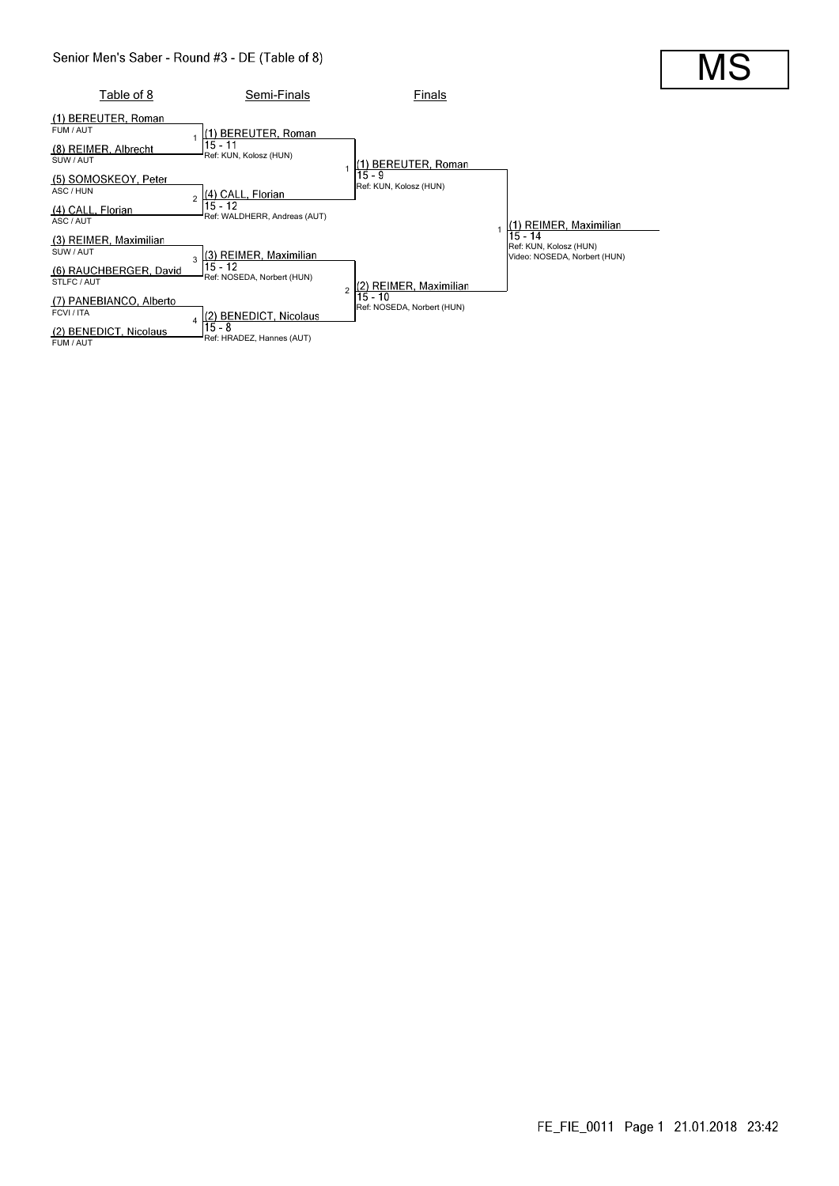# Senior Men's Saber - Round #3 - DE (Table of 8)

**MS**

## Table of 8

| Seed | Fencer | Club / Country |
|---|---|---|
| (1) | BEREUTER, Roman | FUM / AUT |
| (8) | REIMER, Albrecht | SUW / AUT |
| (5) | SOMOSKEOY, Peter | ASC / HUN |
| (4) | CALL, Florian | ASC / AUT |
| (3) | REIMER, Maximilian | SUW / AUT |
| (6) | RAUCHBERGER, David | STLFC / AUT |
| (7) | PANEBIANCO, Alberto | FCVI / ITA |
| (2) | BENEDICT, Nicolaus | FUM / AUT |

## Semi-Finals

| Bout | Winner | Score | Referee |
|---|---|---|---|
| 1 | (1) BEREUTER, Roman | 15 - 11 | Ref: KUN, Kolosz (HUN) |
| 2 | (4) CALL, Florian | 15 - 12 | Ref: WALDHERR, Andreas (AUT) |
| 3 | (3) REIMER, Maximilian | 15 - 12 | Ref: NOSEDA, Norbert (HUN) |
| 4 | (2) BENEDICT, Nicolaus | 15 - 8 | Ref: HRADEZ, Hannes (AUT) |

## Finals

| Bout | Winner | Score | Referee |
|---|---|---|---|
| 1 | (1) BEREUTER, Roman | 15 - 9 | Ref: KUN, Kolosz (HUN) |
| 2 | (2) REIMER, Maximilian | 15 - 10 | Ref: NOSEDA, Norbert (HUN) |

## Final

| Bout | Winner | Score | Referee |
|---|---|---|---|
| 1 | (1) REIMER, Maximilian | 15 - 14 | Ref: KUN, Kolosz (HUN)<br>Video: NOSEDA, Norbert (HUN) |

FE_FIE_0011 Page 1 21.01.2018 23:42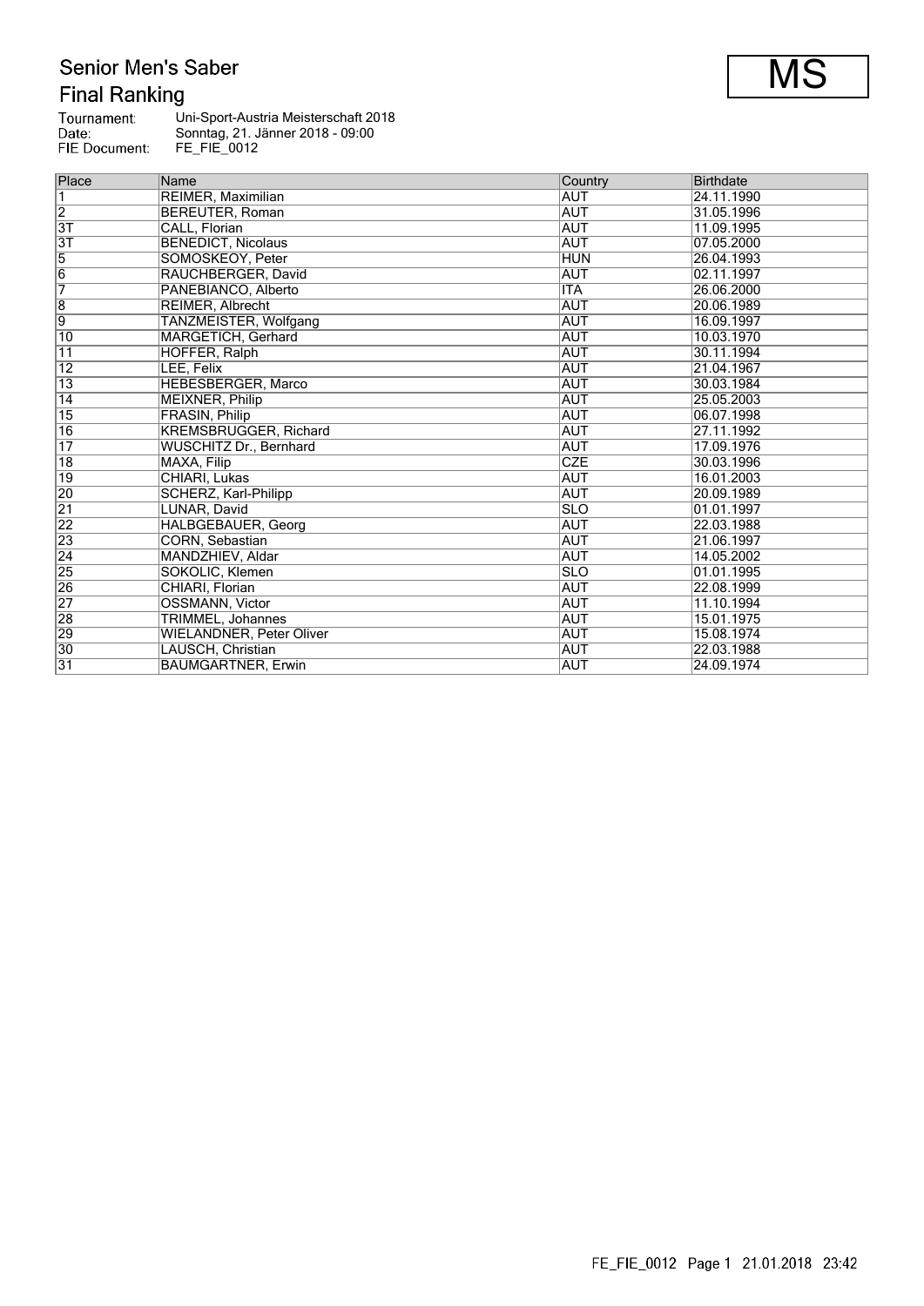# Senior Men's Saber

## Final Ranking

**MS**

Tournament: Uni-Sport-Austria Meisterschaft 2018
Date: Sonntag, 21. Jänner 2018 - 09:00
FIE Document: FE_FIE_0012

| Place | Name | Country | Birthdate |
|---|---|---|---|
| 1 | REIMER, Maximilian | AUT | 24.11.1990 |
| 2 | BEREUTER, Roman | AUT | 31.05.1996 |
| 3T | CALL, Florian | AUT | 11.09.1995 |
| 3T | BENEDICT, Nicolaus | AUT | 07.05.2000 |
| 5 | SOMOSKEOY, Peter | HUN | 26.04.1993 |
| 6 | RAUCHBERGER, David | AUT | 02.11.1997 |
| 7 | PANEBIANCO, Alberto | ITA | 26.06.2000 |
| 8 | REIMER, Albrecht | AUT | 20.06.1989 |
| 9 | TANZMEISTER, Wolfgang | AUT | 16.09.1997 |
| 10 | MARGETICH, Gerhard | AUT | 10.03.1970 |
| 11 | HOFFER, Ralph | AUT | 30.11.1994 |
| 12 | LEE, Felix | AUT | 21.04.1967 |
| 13 | HEBESBERGER, Marco | AUT | 30.03.1984 |
| 14 | MEIXNER, Philip | AUT | 25.05.2003 |
| 15 | FRASIN, Philip | AUT | 06.07.1998 |
| 16 | KREMSBRUGGER, Richard | AUT | 27.11.1992 |
| 17 | WUSCHITZ Dr., Bernhard | AUT | 17.09.1976 |
| 18 | MAXA, Filip | CZE | 30.03.1996 |
| 19 | CHIARI, Lukas | AUT | 16.01.2003 |
| 20 | SCHERZ, Karl-Philipp | AUT | 20.09.1989 |
| 21 | LUNAR, David | SLO | 01.01.1997 |
| 22 | HALBGEBAUER, Georg | AUT | 22.03.1988 |
| 23 | CORN, Sebastian | AUT | 21.06.1997 |
| 24 | MANDZHIEV, Aldar | AUT | 14.05.2002 |
| 25 | SOKOLIC, Klemen | SLO | 01.01.1995 |
| 26 | CHIARI, Florian | AUT | 22.08.1999 |
| 27 | OSSMANN, Victor | AUT | 11.10.1994 |
| 28 | TRIMMEL, Johannes | AUT | 15.01.1975 |
| 29 | WIELANDNER, Peter Oliver | AUT | 15.08.1974 |
| 30 | LAUSCH, Christian | AUT | 22.03.1988 |
| 31 | BAUMGARTNER, Erwin | AUT | 24.09.1974 |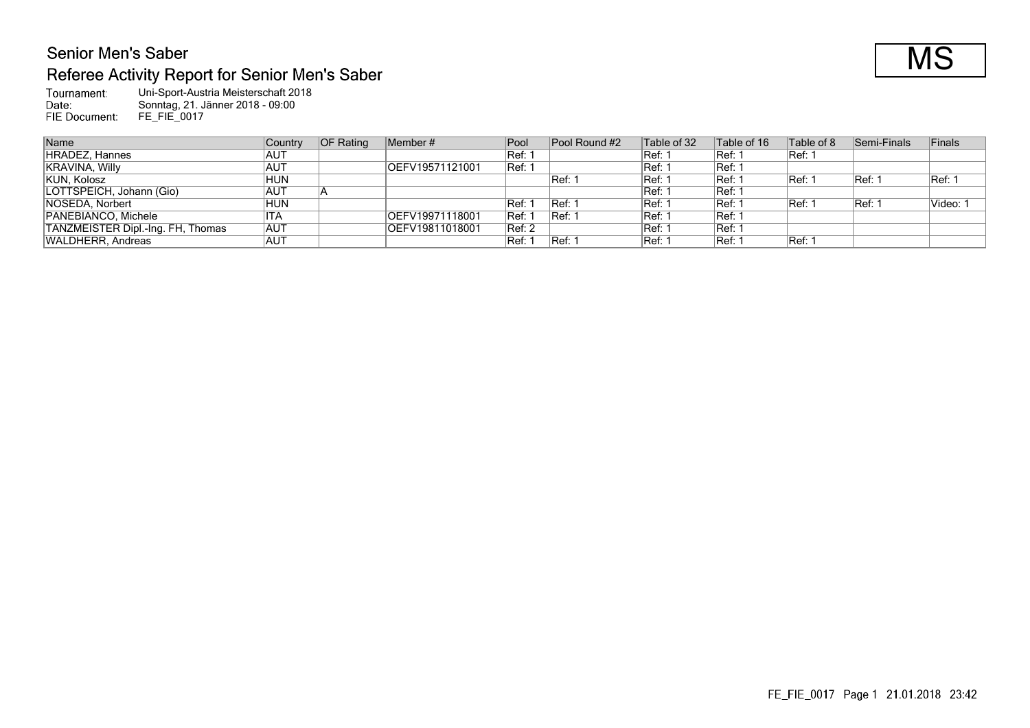# Senior Men's Saber

## Referee Activity Report for Senior Men's Saber

MS

Tournament: Uni-Sport-Austria Meisterschaft 2018
Date: Sonntag, 21. Jänner 2018 - 09:00
FIE Document: FE_FIE_0017

| Name | Country | OF Rating | Member # | Pool | Pool Round #2 | Table of 32 | Table of 16 | Table of 8 | Semi-Finals | Finals |
|---|---|---|---|---|---|---|---|---|---|---|
| HRADEZ, Hannes | AUT | | | Ref: 1 | | Ref: 1 | Ref: 1 | Ref: 1 | | |
| KRAVINA, Willy | AUT | | OEFV19571121001 | Ref: 1 | | Ref: 1 | Ref: 1 | | | |
| KUN, Kolosz | HUN | | | | Ref: 1 | Ref: 1 | Ref: 1 | Ref: 1 | Ref: 1 | Ref: 1 |
| LOTTSPEICH, Johann (Gio) | AUT | A | | | | Ref: 1 | Ref: 1 | | | |
| NOSEDA, Norbert | HUN | | | Ref: 1 | Ref: 1 | Ref: 1 | Ref: 1 | Ref: 1 | Ref: 1 | Video: 1 |
| PANEBIANCO, Michele | ITA | | OEFV19971118001 | Ref: 1 | Ref: 1 | Ref: 1 | Ref: 1 | | | |
| TANZMEISTER Dipl.-Ing. FH, Thomas | AUT | | OEFV19811018001 | Ref: 2 | | Ref: 1 | Ref: 1 | | | |
| WALDHERR, Andreas | AUT | | | Ref: 1 | Ref: 1 | Ref: 1 | Ref: 1 | Ref: 1 | | |